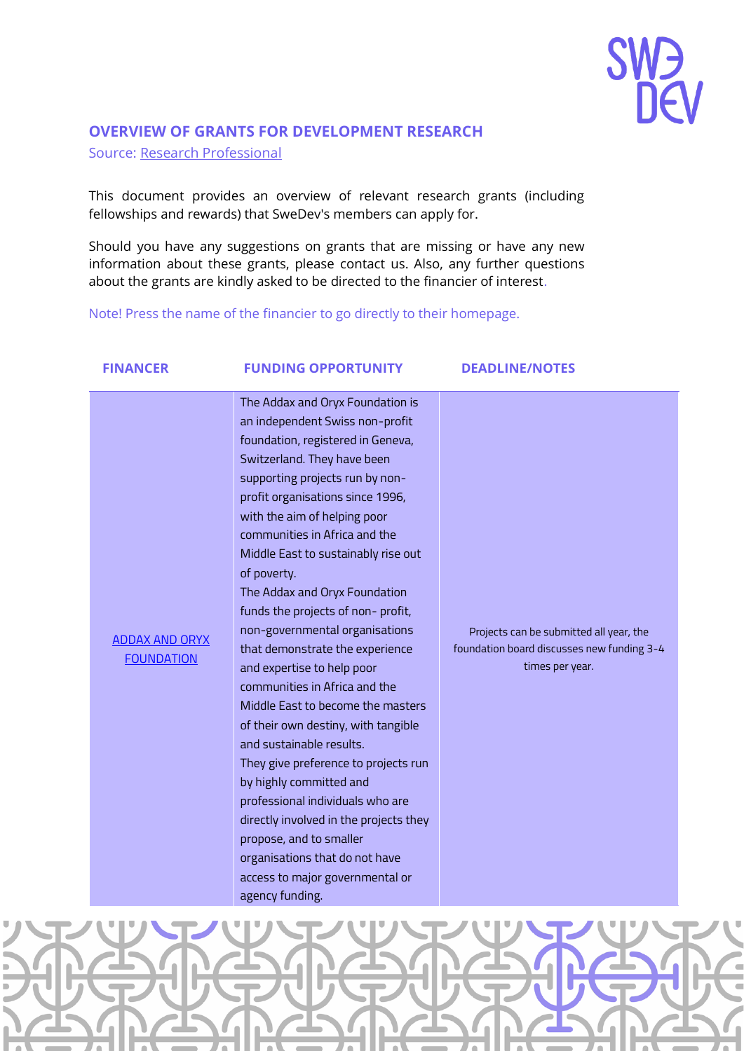## OVERVIEW OF GRANTS FOR DEVELOPMENT RESEARCH

Source: [Research Professional]

This document provides an overview of relevant research grants (including fellowships and rewards) that SweDev's members can apply for.

Should you have any suggestions on grants that are missing or have any new information about these grants, please contact us. Also, any further questions about the grants are kindly asked to be directed to the financier of interest.

Note! Press the name of the financier to go directly to their homepage.

| FINANCER | FUNDING OPPORTUNITY | DEADLINE/NOTES |
|---|---|---|
| [ADDAX AND ORYX FOUNDATION] | The Addax and Oryx Foundation is an independent Swiss non-profit foundation, registered in Geneva, Switzerland. They have been supporting projects run by non-profit organisations since 1996, with the aim of helping poor communities in Africa and the Middle East to sustainably rise out of poverty. The Addax and Oryx Foundation funds the projects of non- profit, non-governmental organisations that demonstrate the experience and expertise to help poor communities in Africa and the Middle East to become the masters of their own destiny, with tangible and sustainable results. They give preference to projects run by highly committed and professional individuals who are directly involved in the projects they propose, and to smaller organisations that do not have access to major governmental or agency funding. | Projects can be submitted all year, the foundation board discusses new funding 3-4 times per year. |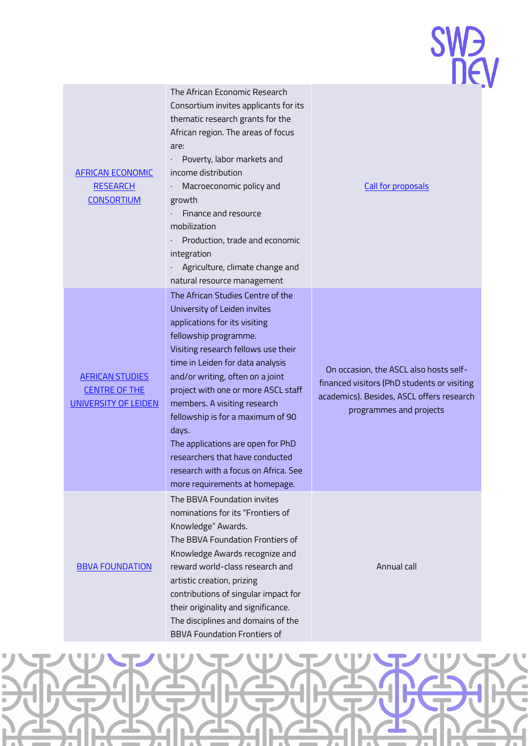| | | |
|---|---|---|
| AFRICAN ECONOMIC RESEARCH CONSORTIUM | The African Economic Research Consortium invites applicants for its thematic research grants for the African region. The areas of focus are:<br>· Poverty, labor markets and income distribution<br>· Macroeconomic policy and growth<br>· Finance and resource mobilization<br>· Production, trade and economic integration<br>· Agriculture, climate change and natural resource management | Call for proposals |
| AFRICAN STUDIES CENTRE OF THE UNIVERSITY OF LEIDEN | The African Studies Centre of the University of Leiden invites applications for its visiting fellowship programme.<br>Visiting research fellows use their time in Leiden for data analysis and/or writing, often on a joint project with one or more ASCL staff members. A visiting research fellowship is for a maximum of 90 days.<br>The applications are open for PhD researchers that have conducted research with a focus on Africa. See more requirements at homepage. | On occasion, the ASCL also hosts self-financed visitors (PhD students or visiting academics). Besides, ASCL offers research programmes and projects |
| BBVA FOUNDATION | The BBVA Foundation invites nominations for its "Frontiers of Knowledge" Awards.<br>The BBVA Foundation Frontiers of Knowledge Awards recognize and reward world-class research and artistic creation, prizing contributions of singular impact for their originality and significance.<br>The disciplines and domains of the BBVA Foundation Frontiers of | Annual call |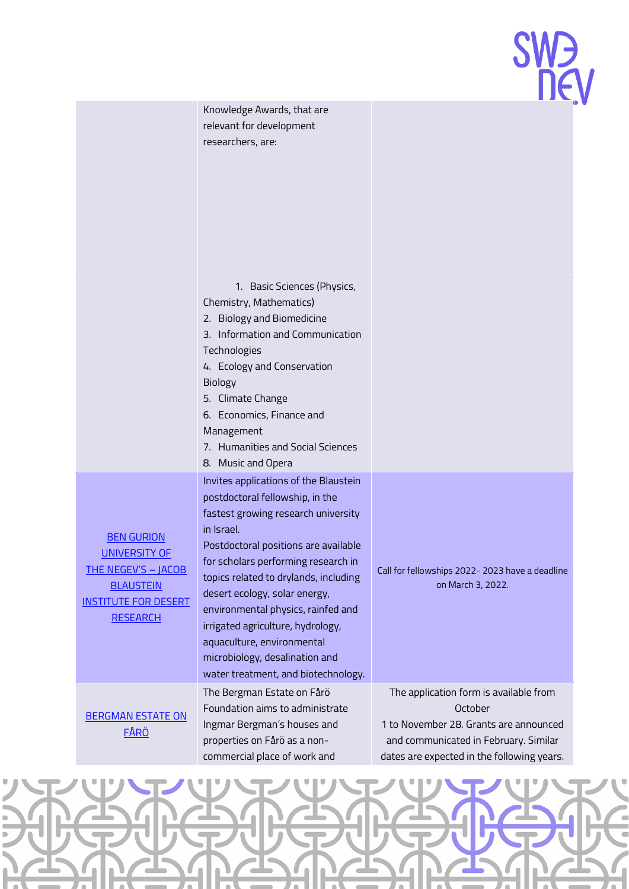|  |  |  |
|---|---|---|
|  | Knowledge Awards, that are relevant for development researchers, are:<br><br>1. Basic Sciences (Physics, Chemistry, Mathematics)<br>2. Biology and Biomedicine<br>3. Information and Communication Technologies<br>4. Ecology and Conservation Biology<br>5. Climate Change<br>6. Economics, Finance and Management<br>7. Humanities and Social Sciences<br>8. Music and Opera |  |
| BEN GURION UNIVERSITY OF THE NEGEV'S – JACOB BLAUSTEIN INSTITUTE FOR DESERT RESEARCH | Invites applications of the Blaustein postdoctoral fellowship, in the fastest growing research university in Israel.<br>Postdoctoral positions are available for scholars performing research in topics related to drylands, including desert ecology, solar energy, environmental physics, rainfed and irrigated agriculture, hydrology, aquaculture, environmental microbiology, desalination and water treatment, and biotechnology. | Call for fellowships 2022- 2023 have a deadline on March 3, 2022. |
| BERGMAN ESTATE ON FÅRÖ | The Bergman Estate on Fårö Foundation aims to administrate Ingmar Bergman's houses and properties on Fårö as a non-commercial place of work and | The application form is available from October<br>1 to November 28. Grants are announced and communicated in February. Similar dates are expected in the following years. |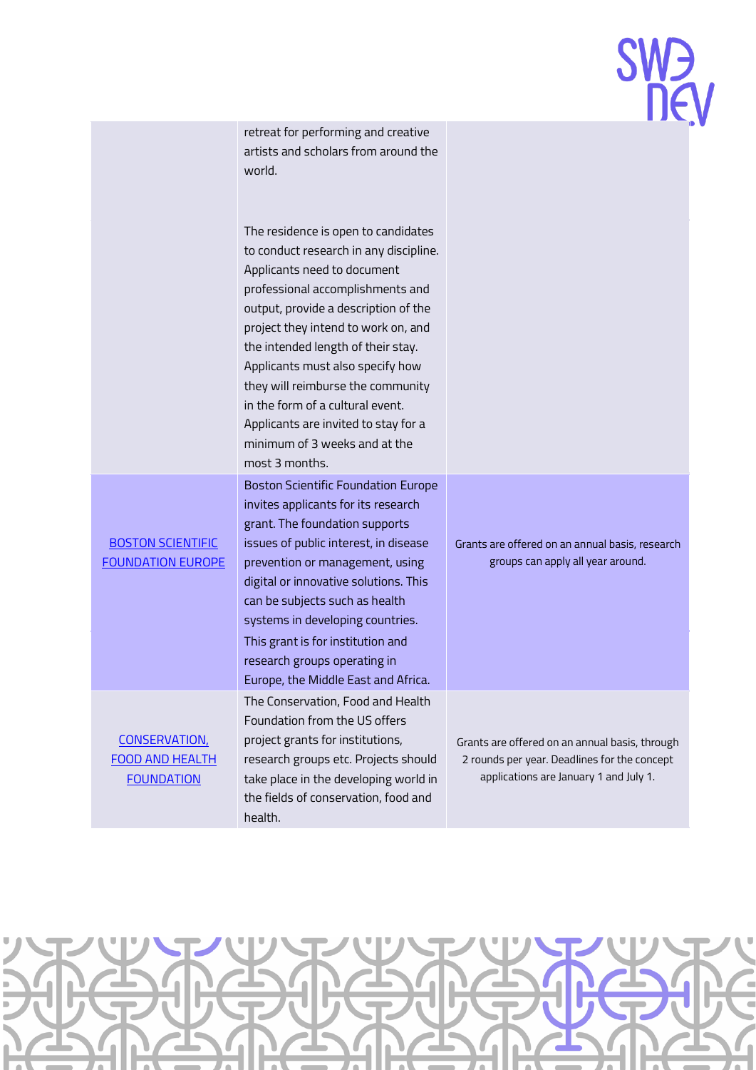| | | |
|---|---|---|
| | retreat for performing and creative artists and scholars from around the world.<br><br>The residence is open to candidates to conduct research in any discipline. Applicants need to document professional accomplishments and output, provide a description of the project they intend to work on, and the intended length of their stay. Applicants must also specify how they will reimburse the community in the form of a cultural event. Applicants are invited to stay for a minimum of 3 weeks and at the most 3 months. | |
| BOSTON SCIENTIFIC FOUNDATION EUROPE | Boston Scientific Foundation Europe invites applicants for its research grant. The foundation supports issues of public interest, in disease prevention or management, using digital or innovative solutions. This can be subjects such as health systems in developing countries.<br>This grant is for institution and research groups operating in Europe, the Middle East and Africa. | Grants are offered on an annual basis, research groups can apply all year around. |
| CONSERVATION, FOOD AND HEALTH FOUNDATION | The Conservation, Food and Health Foundation from the US offers project grants for institutions, research groups etc. Projects should take place in the developing world in the fields of conservation, food and health. | Grants are offered on an annual basis, through 2 rounds per year. Deadlines for the concept applications are January 1 and July 1. |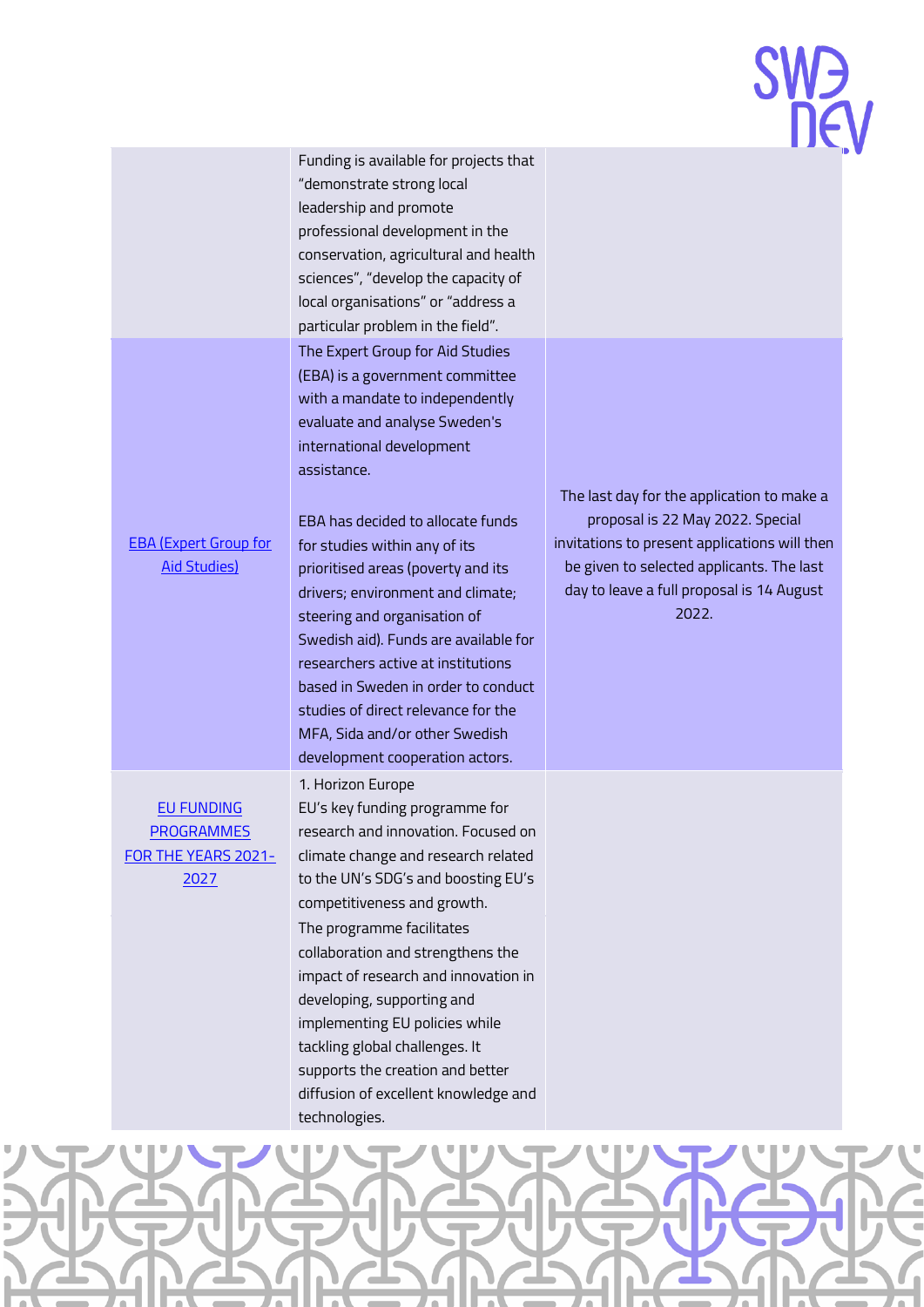| | | |
|---|---|---|
| | Funding is available for projects that "demonstrate strong local leadership and promote professional development in the conservation, agricultural and health sciences", "develop the capacity of local organisations" or "address a particular problem in the field". | |
| EBA (Expert Group for Aid Studies) | The Expert Group for Aid Studies (EBA) is a government committee with a mandate to independently evaluate and analyse Sweden's international development assistance.<br><br>EBA has decided to allocate funds for studies within any of its prioritised areas (poverty and its drivers; environment and climate; steering and organisation of Swedish aid). Funds are available for researchers active at institutions based in Sweden in order to conduct studies of direct relevance for the MFA, Sida and/or other Swedish development cooperation actors. | The last day for the application to make a proposal is 22 May 2022. Special invitations to present applications will then be given to selected applicants. The last day to leave a full proposal is 14 August 2022. |
| EU FUNDING PROGRAMMES FOR THE YEARS 2021-2027 | 1. Horizon Europe<br>EU's key funding programme for research and innovation. Focused on climate change and research related to the UN's SDG's and boosting EU's competitiveness and growth.<br>The programme facilitates collaboration and strengthens the impact of research and innovation in developing, supporting and implementing EU policies while tackling global challenges. It supports the creation and better diffusion of excellent knowledge and technologies. | |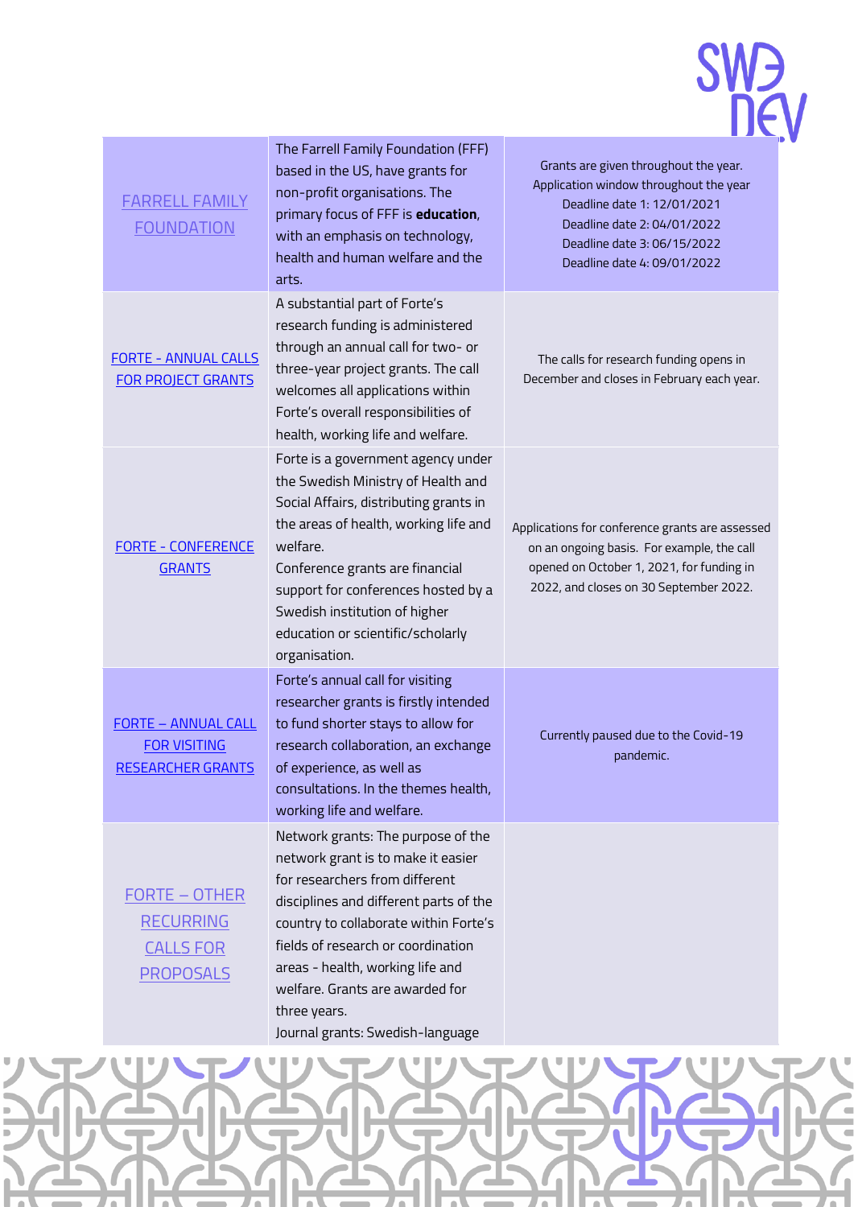| | | |
|---|---|---|
| FARRELL FAMILY FOUNDATION | The Farrell Family Foundation (FFF) based in the US, have grants for non-profit organisations. The primary focus of FFF is **education**, with an emphasis on technology, health and human welfare and the arts. | Grants are given throughout the year.<br>Application window throughout the year<br>Deadline date 1: 12/01/2021<br>Deadline date 2: 04/01/2022<br>Deadline date 3: 06/15/2022<br>Deadline date 4: 09/01/2022 |
| FORTE - ANNUAL CALLS FOR PROJECT GRANTS | A substantial part of Forte's research funding is administered through an annual call for two- or three-year project grants. The call welcomes all applications within Forte's overall responsibilities of health, working life and welfare. | The calls for research funding opens in December and closes in February each year. |
| FORTE - CONFERENCE GRANTS | Forte is a government agency under the Swedish Ministry of Health and Social Affairs, distributing grants in the areas of health, working life and welfare.<br>Conference grants are financial support for conferences hosted by a Swedish institution of higher education or scientific/scholarly organisation. | Applications for conference grants are assessed on an ongoing basis. For example, the call opened on October 1, 2021, for funding in 2022, and closes on 30 September 2022. |
| FORTE – ANNUAL CALL FOR VISITING RESEARCHER GRANTS | Forte's annual call for visiting researcher grants is firstly intended to fund shorter stays to allow for research collaboration, an exchange of experience, as well as consultations. In the themes health, working life and welfare. | Currently paused due to the Covid-19 pandemic. |
| FORTE – OTHER RECURRING CALLS FOR PROPOSALS | Network grants: The purpose of the network grant is to make it easier for researchers from different disciplines and different parts of the country to collaborate within Forte's fields of research or coordination areas - health, working life and welfare. Grants are awarded for three years.<br>Journal grants: Swedish-language | |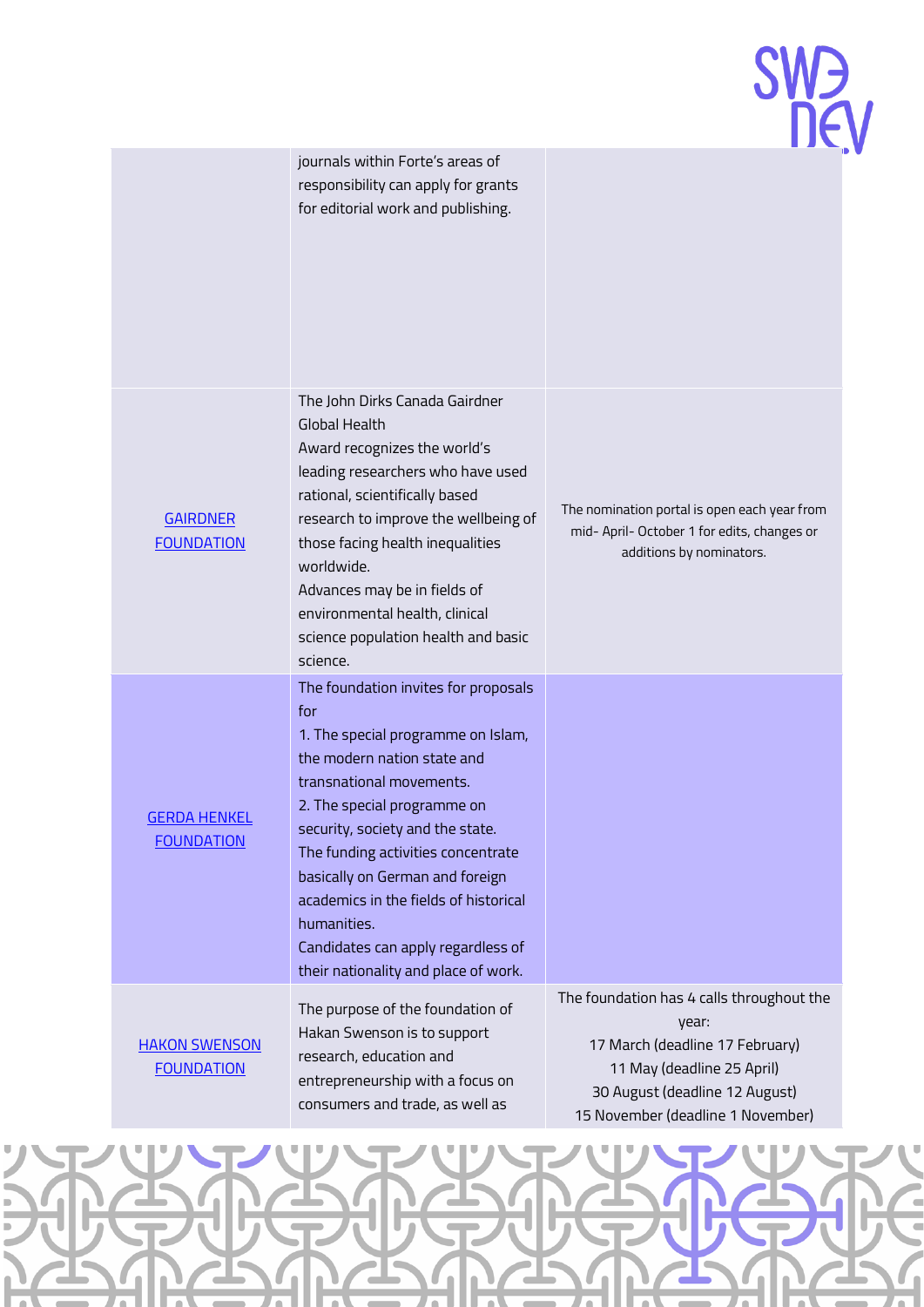| | | |
|---|---|---|
| | journals within Forte's areas of responsibility can apply for grants for editorial work and publishing. | |
| GAIRDNER FOUNDATION | The John Dirks Canada Gairdner Global Health Award recognizes the world's leading researchers who have used rational, scientifically based research to improve the wellbeing of those facing health inequalities worldwide.<br>Advances may be in fields of environmental health, clinical science population health and basic science. | The nomination portal is open each year from mid- April- October 1 for edits, changes or additions by nominators. |
| GERDA HENKEL FOUNDATION | The foundation invites for proposals for<br>1. The special programme on Islam, the modern nation state and transnational movements.<br>2. The special programme on security, society and the state.<br>The funding activities concentrate basically on German and foreign academics in the fields of historical humanities.<br>Candidates can apply regardless of their nationality and place of work. | |
| HAKON SWENSON FOUNDATION | The purpose of the foundation of Hakan Swenson is to support research, education and entrepreneurship with a focus on consumers and trade, as well as | The foundation has 4 calls throughout the year:<br>17 March (deadline 17 February)<br>11 May (deadline 25 April)<br>30 August (deadline 12 August)<br>15 November (deadline 1 November) |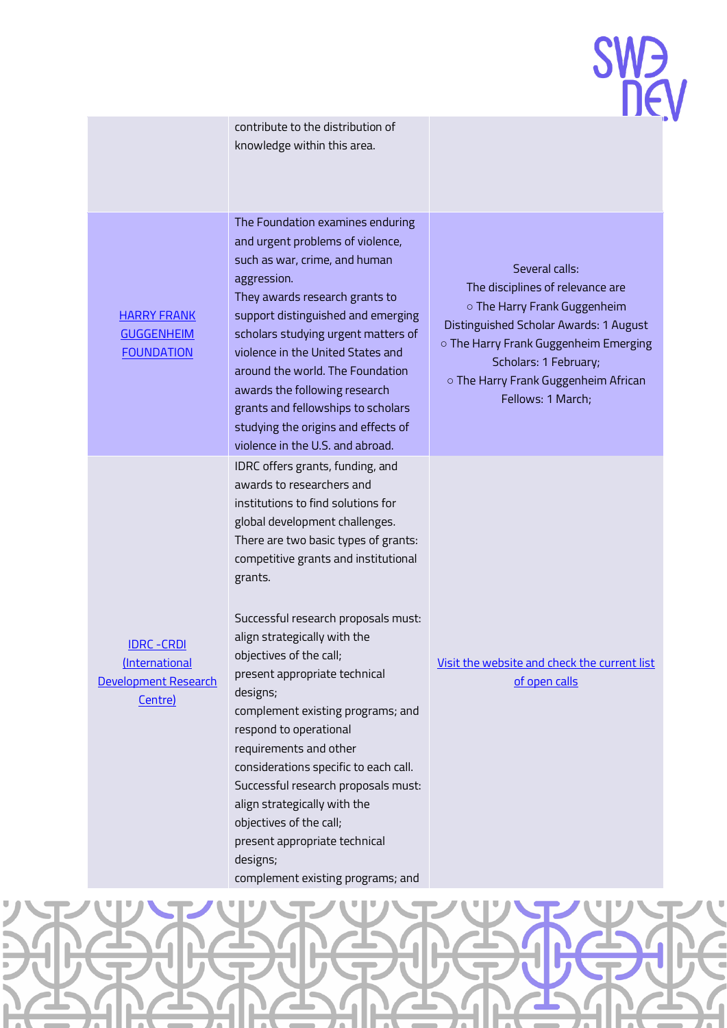| | | |
|---|---|---|
| | contribute to the distribution of knowledge within this area. | |
| HARRY FRANK GUGGENHEIM FOUNDATION | The Foundation examines enduring and urgent problems of violence, such as war, crime, and human aggression.<br>They awards research grants to support distinguished and emerging scholars studying urgent matters of violence in the United States and around the world. The Foundation awards the following research grants and fellowships to scholars studying the origins and effects of violence in the U.S. and abroad. | Several calls:<br>The disciplines of relevance are<br>○ The Harry Frank Guggenheim Distinguished Scholar Awards: 1 August<br>○ The Harry Frank Guggenheim Emerging Scholars: 1 February;<br>○ The Harry Frank Guggenheim African Fellows: 1 March; |
| IDRC -CRDI (International Development Research Centre) | IDRC offers grants, funding, and awards to researchers and institutions to find solutions for global development challenges. There are two basic types of grants: competitive grants and institutional grants.<br><br>Successful research proposals must: align strategically with the objectives of the call;<br>present appropriate technical designs;<br>complement existing programs; and respond to operational requirements and other considerations specific to each call.<br>Successful research proposals must: align strategically with the objectives of the call;<br>present appropriate technical designs;<br>complement existing programs; and | Visit the website and check the current list of open calls |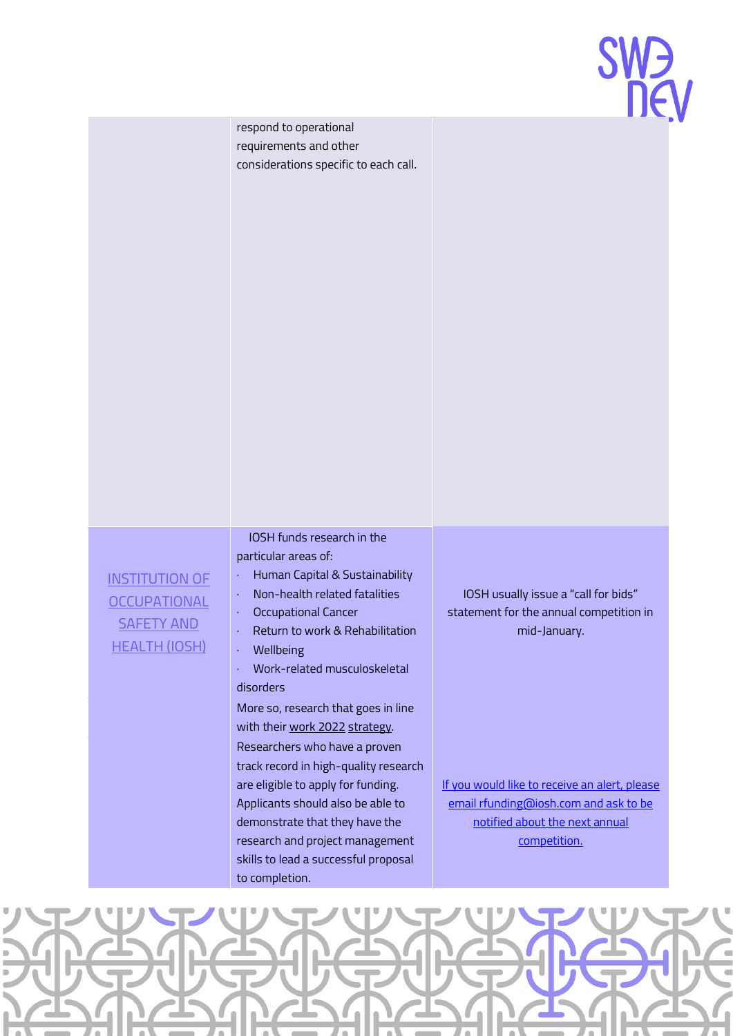| | | |
|---|---|---|
| | respond to operational requirements and other considerations specific to each call. | |
| INSTITUTION OF OCCUPATIONAL SAFETY AND HEALTH (IOSH) | IOSH funds research in the particular areas of:<br>· Human Capital & Sustainability<br>· Non-health related fatalities<br>· Occupational Cancer<br>· Return to work & Rehabilitation<br>· Wellbeing<br>· Work-related musculoskeletal disorders<br>More so, research that goes in line with their work 2022 strategy.<br>Researchers who have a proven track record in high-quality research are eligible to apply for funding. Applicants should also be able to demonstrate that they have the research and project management skills to lead a successful proposal to completion. | IOSH usually issue a "call for bids" statement for the annual competition in mid-January.<br><br>If you would like to receive an alert, please email rfunding@iosh.com and ask to be notified about the next annual competition. |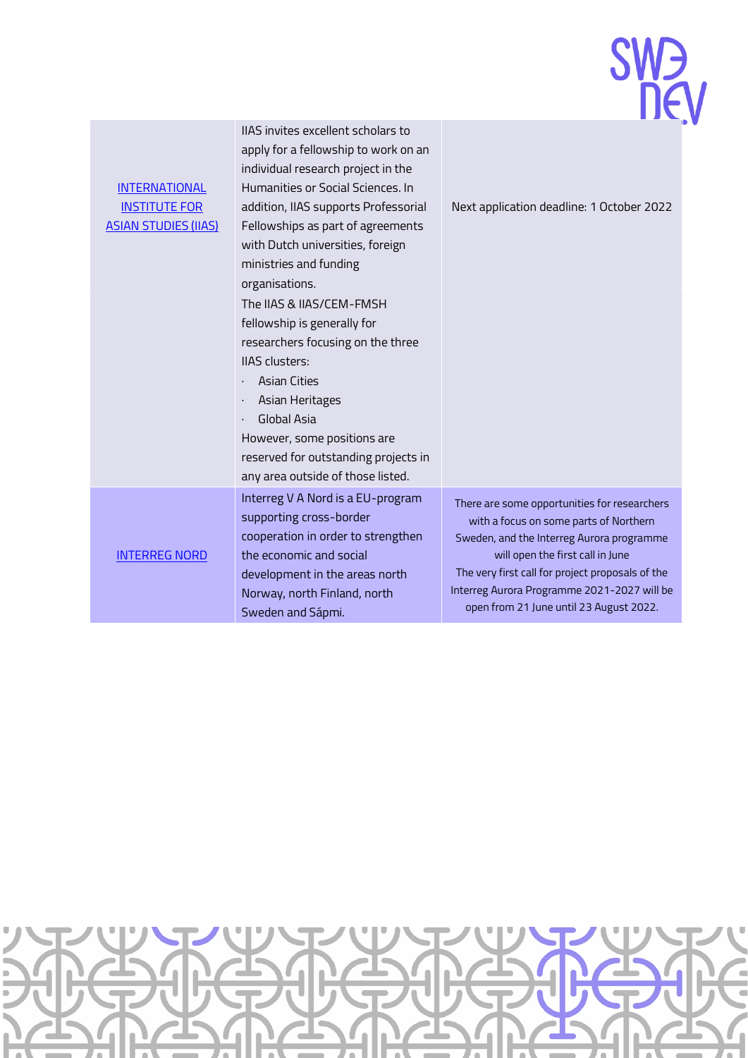| | | |
|---|---|---|
| [INTERNATIONAL INSTITUTE FOR ASIAN STUDIES (IIAS)]() | IIAS invites excellent scholars to apply for a fellowship to work on an individual research project in the Humanities or Social Sciences. In addition, IIAS supports Professorial Fellowships as part of agreements with Dutch universities, foreign ministries and funding organisations.<br>The IIAS & IIAS/CEM-FMSH fellowship is generally for researchers focusing on the three IIAS clusters:<br>· Asian Cities<br>· Asian Heritages<br>· Global Asia<br>However, some positions are reserved for outstanding projects in any area outside of those listed. | Next application deadline: 1 October 2022 |
| [INTERREG NORD]() | Interreg V A Nord is a EU-program supporting cross-border cooperation in order to strengthen the economic and social development in the areas north Norway, north Finland, north Sweden and Sápmi. | There are some opportunities for researchers with a focus on some parts of Northern Sweden, and the Interreg Aurora programme will open the first call in June<br>The very first call for project proposals of the Interreg Aurora Programme 2021-2027 will be open from 21 June until 23 August 2022. |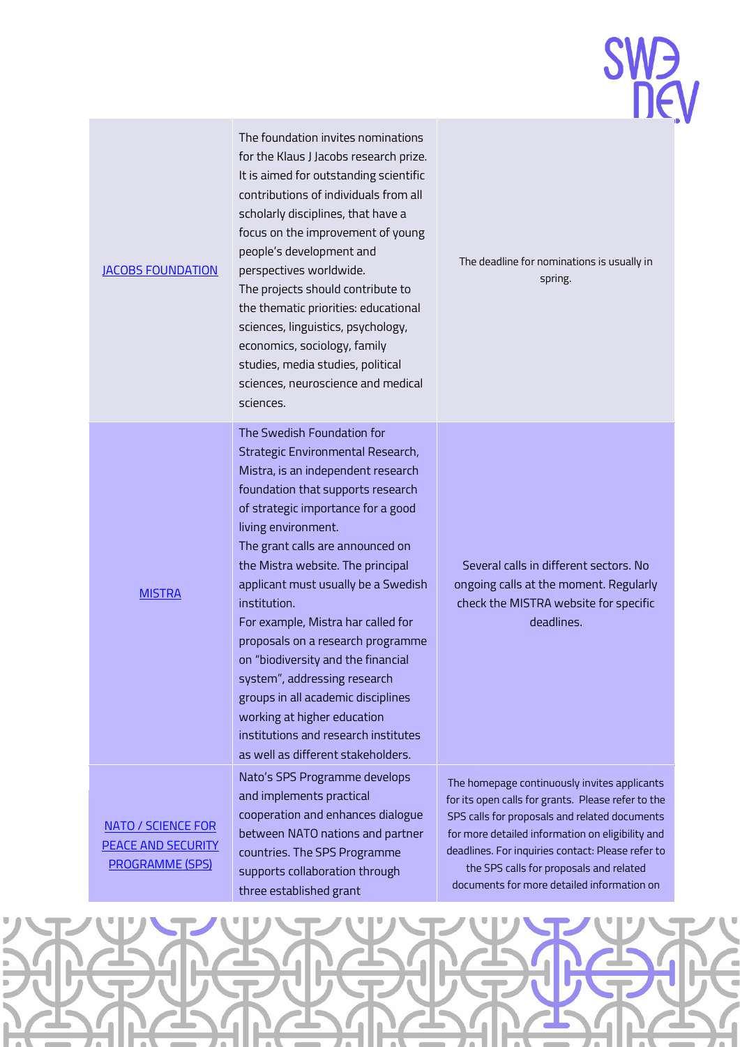| | | |
|---|---|---|
| [JACOBS FOUNDATION]() | The foundation invites nominations for the Klaus J Jacobs research prize. It is aimed for outstanding scientific contributions of individuals from all scholarly disciplines, that have a focus on the improvement of young people's development and perspectives worldwide.<br>The projects should contribute to the thematic priorities: educational sciences, linguistics, psychology, economics, sociology, family studies, media studies, political sciences, neuroscience and medical sciences. | The deadline for nominations is usually in spring. |
| [MISTRA]() | The Swedish Foundation for Strategic Environmental Research, Mistra, is an independent research foundation that supports research of strategic importance for a good living environment.<br>The grant calls are announced on the Mistra website. The principal applicant must usually be a Swedish institution.<br>For example, Mistra har called for proposals on a research programme on "biodiversity and the financial system", addressing research groups in all academic disciplines working at higher education institutions and research institutes as well as different stakeholders. | Several calls in different sectors. No ongoing calls at the moment. Regularly check the MISTRA website for specific deadlines. |
| [NATO / SCIENCE FOR PEACE AND SECURITY PROGRAMME (SPS)]() | Nato's SPS Programme develops and implements practical cooperation and enhances dialogue between NATO nations and partner countries. The SPS Programme supports collaboration through three established grant | The homepage continuously invites applicants for its open calls for grants. Please refer to the SPS calls for proposals and related documents for more detailed information on eligibility and deadlines. For inquiries contact: Please refer to the SPS calls for proposals and related documents for more detailed information on |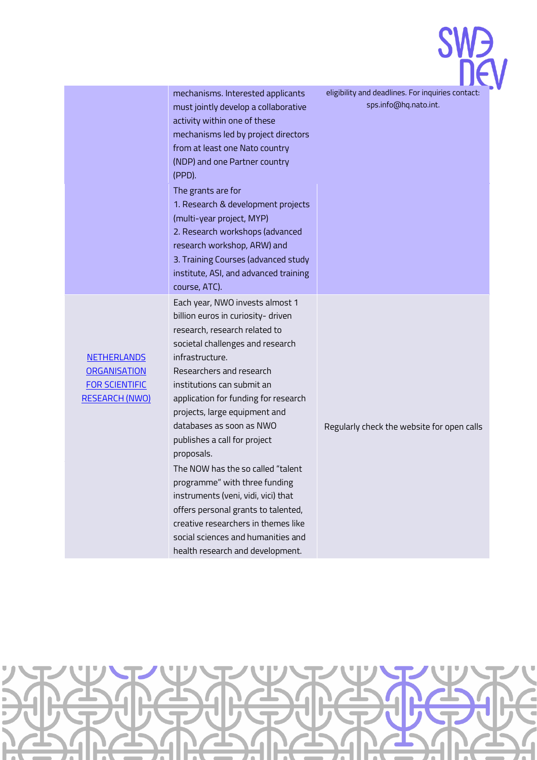| | | |
|---|---|---|
| | mechanisms. Interested applicants must jointly develop a collaborative activity within one of these mechanisms led by project directors from at least one Nato country (NDP) and one Partner country (PPD). | eligibility and deadlines. For inquiries contact: sps.info@hq.nato.int. |
| | The grants are for<br>1. Research & development projects (multi-year project, MYP)<br>2. Research workshops (advanced research workshop, ARW) and<br>3. Training Courses (advanced study institute, ASI, and advanced training course, ATC). | |
| NETHERLANDS ORGANISATION FOR SCIENTIFIC RESEARCH (NWO) | Each year, NWO invests almost 1 billion euros in curiosity- driven research, research related to societal challenges and research infrastructure.<br>Researchers and research institutions can submit an application for funding for research projects, large equipment and databases as soon as NWO publishes a call for project proposals.<br>The NOW has the so called "talent programme" with three funding instruments (veni, vidi, vici) that offers personal grants to talented, creative researchers in themes like social sciences and humanities and health research and development. | Regularly check the website for open calls |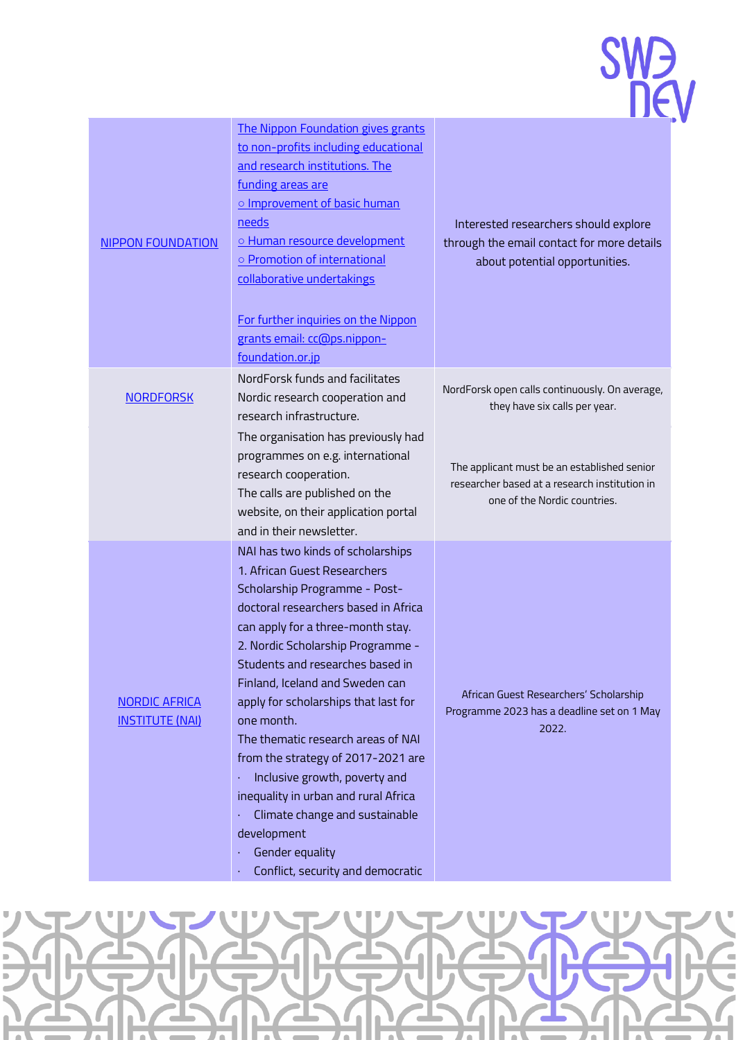| | | |
|---|---|---|
| NIPPON FOUNDATION | The Nippon Foundation gives grants to non-profits including educational and research institutions. The funding areas are<br>○ Improvement of basic human needs<br>○ Human resource development<br>○ Promotion of international collaborative undertakings<br><br>For further inquiries on the Nippon grants email: cc@ps.nippon-foundation.or.jp | Interested researchers should explore through the email contact for more details about potential opportunities. |
| NORDFORSK | NordForsk funds and facilitates Nordic research cooperation and research infrastructure.<br>The organisation has previously had programmes on e.g. international research cooperation.<br>The calls are published on the website, on their application portal and in their newsletter. | NordForsk open calls continuously. On average, they have six calls per year.<br><br>The applicant must be an established senior researcher based at a research institution in one of the Nordic countries. |
| NORDIC AFRICA INSTITUTE (NAI) | NAI has two kinds of scholarships<br>1. African Guest Researchers Scholarship Programme - Post-doctoral researchers based in Africa can apply for a three-month stay.<br>2. Nordic Scholarship Programme - Students and researches based in Finland, Iceland and Sweden can apply for scholarships that last for one month.<br>The thematic research areas of NAI from the strategy of 2017-2021 are<br>· Inclusive growth, poverty and inequality in urban and rural Africa<br>· Climate change and sustainable development<br>· Gender equality<br>· Conflict, security and democratic | African Guest Researchers' Scholarship Programme 2023 has a deadline set on 1 May 2022. |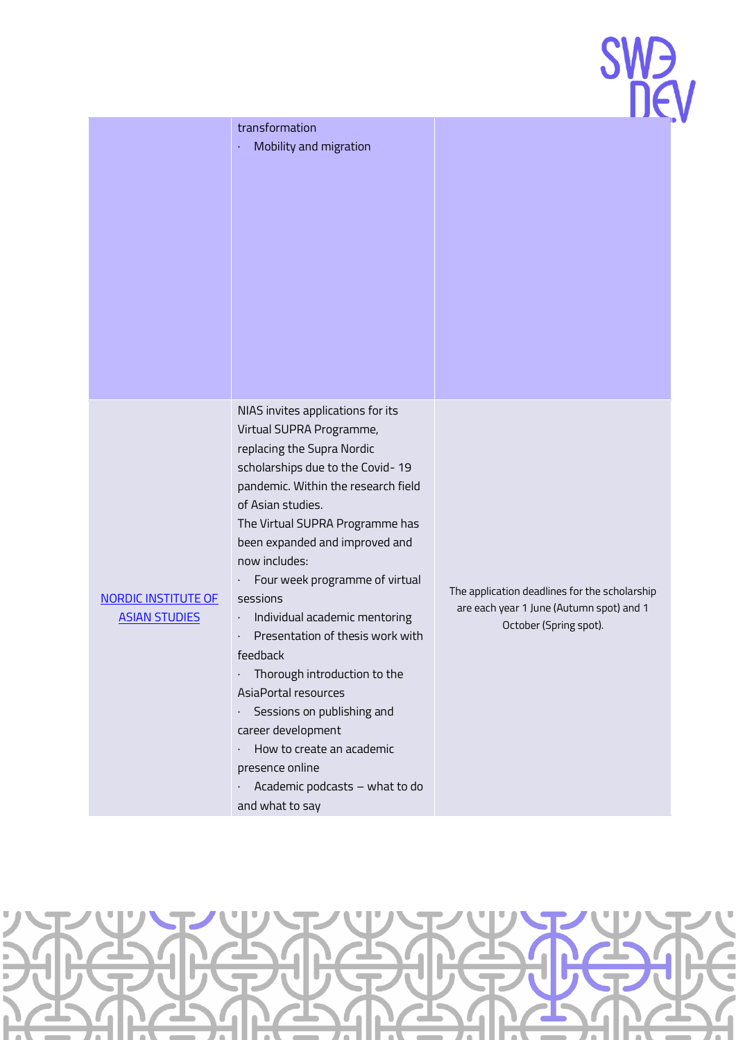|  |  |  |
|---|---|---|
|  | transformation<br>· Mobility and migration |  |
| NORDIC INSTITUTE OF ASIAN STUDIES | NIAS invites applications for its Virtual SUPRA Programme, replacing the Supra Nordic scholarships due to the Covid- 19 pandemic. Within the research field of Asian studies.<br>The Virtual SUPRA Programme has been expanded and improved and now includes:<br>· Four week programme of virtual sessions<br>· Individual academic mentoring<br>· Presentation of thesis work with feedback<br>· Thorough introduction to the AsiaPortal resources<br>· Sessions on publishing and career development<br>· How to create an academic presence online<br>· Academic podcasts – what to do and what to say | The application deadlines for the scholarship are each year 1 June (Autumn spot) and 1 October (Spring spot). |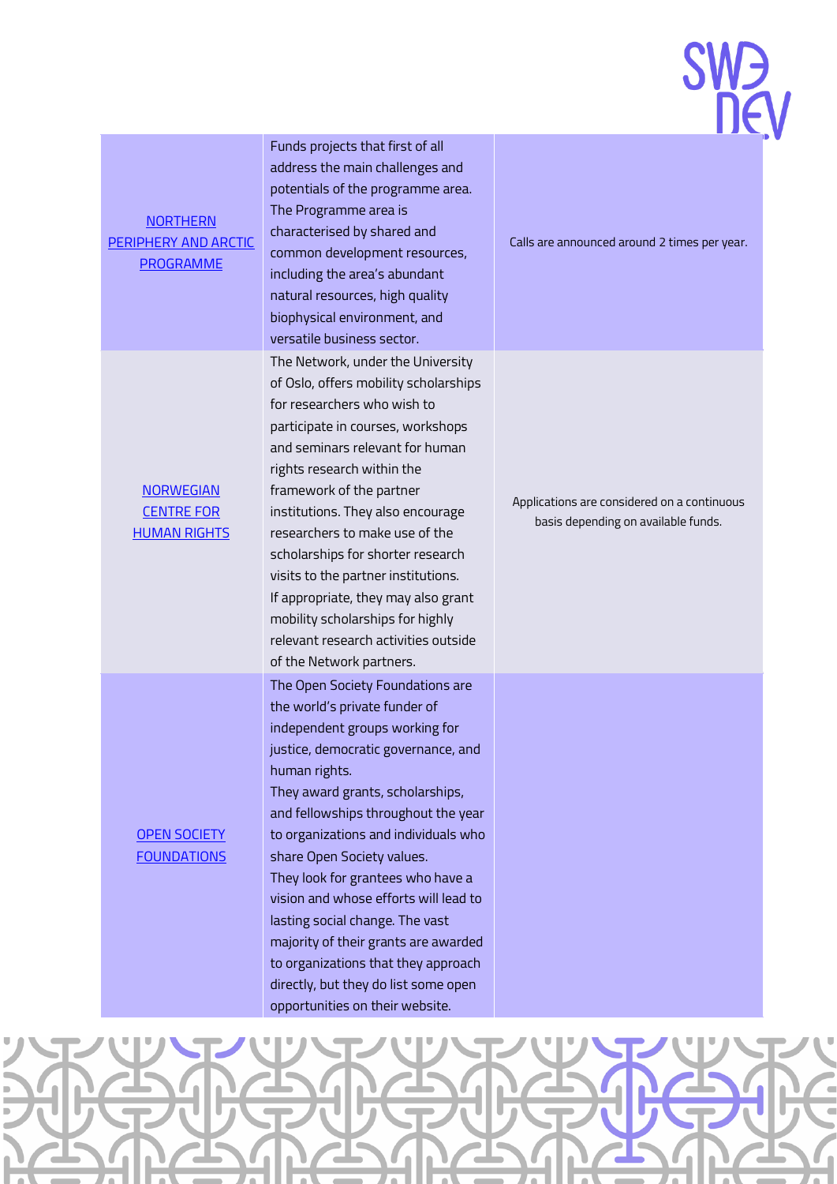| | | |
|---|---|---|
| NORTHERN PERIPHERY AND ARCTIC PROGRAMME | Funds projects that first of all address the main challenges and potentials of the programme area. The Programme area is characterised by shared and common development resources, including the area's abundant natural resources, high quality biophysical environment, and versatile business sector. | Calls are announced around 2 times per year. |
| NORWEGIAN CENTRE FOR HUMAN RIGHTS | The Network, under the University of Oslo, offers mobility scholarships for researchers who wish to participate in courses, workshops and seminars relevant for human rights research within the framework of the partner institutions. They also encourage researchers to make use of the scholarships for shorter research visits to the partner institutions. If appropriate, they may also grant mobility scholarships for highly relevant research activities outside of the Network partners. | Applications are considered on a continuous basis depending on available funds. |
| OPEN SOCIETY FOUNDATIONS | The Open Society Foundations are the world's private funder of independent groups working for justice, democratic governance, and human rights. They award grants, scholarships, and fellowships throughout the year to organizations and individuals who share Open Society values. They look for grantees who have a vision and whose efforts will lead to lasting social change. The vast majority of their grants are awarded to organizations that they approach directly, but they do list some open opportunities on their website. | |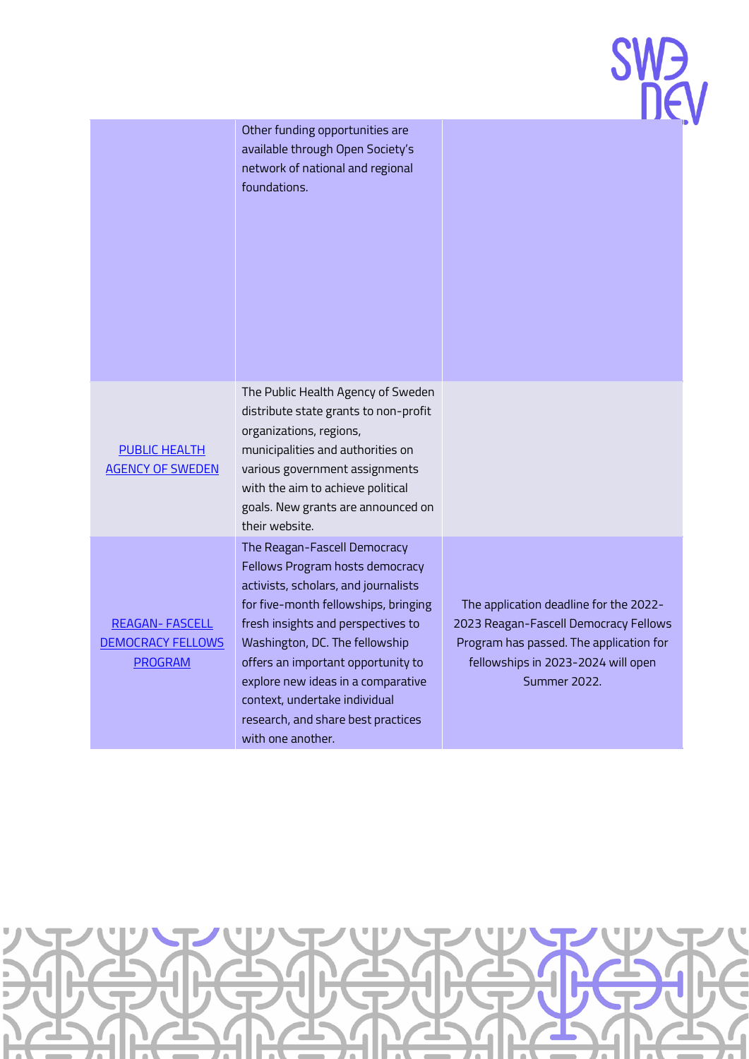| | | |
|---|---|---|
| | Other funding opportunities are available through Open Society's network of national and regional foundations. | |
| PUBLIC HEALTH AGENCY OF SWEDEN | The Public Health Agency of Sweden distribute state grants to non-profit organizations, regions, municipalities and authorities on various government assignments with the aim to achieve political goals. New grants are announced on their website. | |
| REAGAN- FASCELL DEMOCRACY FELLOWS PROGRAM | The Reagan-Fascell Democracy Fellows Program hosts democracy activists, scholars, and journalists for five-month fellowships, bringing fresh insights and perspectives to Washington, DC. The fellowship offers an important opportunity to explore new ideas in a comparative context, undertake individual research, and share best practices with one another. | The application deadline for the 2022-2023 Reagan-Fascell Democracy Fellows Program has passed. The application for fellowships in 2023-2024 will open Summer 2022. |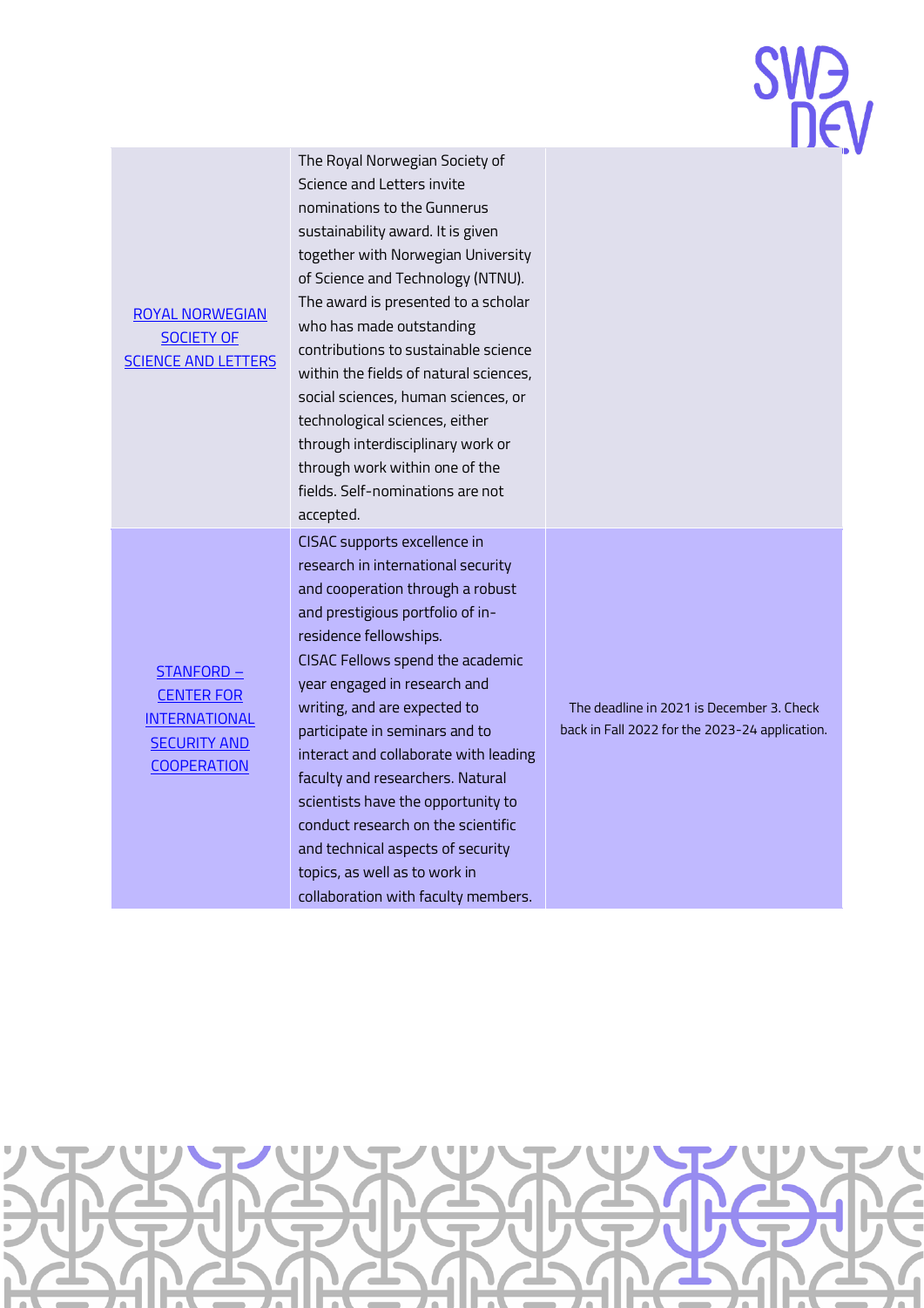| | | |
|---|---|---|
| ROYAL NORWEGIAN SOCIETY OF SCIENCE AND LETTERS | The Royal Norwegian Society of Science and Letters invite nominations to the Gunnerus sustainability award. It is given together with Norwegian University of Science and Technology (NTNU). The award is presented to a scholar who has made outstanding contributions to sustainable science within the fields of natural sciences, social sciences, human sciences, or technological sciences, either through interdisciplinary work or through work within one of the fields. Self-nominations are not accepted. | |
| STANFORD – CENTER FOR INTERNATIONAL SECURITY AND COOPERATION | CISAC supports excellence in research in international security and cooperation through a robust and prestigious portfolio of in-residence fellowships. CISAC Fellows spend the academic year engaged in research and writing, and are expected to participate in seminars and to interact and collaborate with leading faculty and researchers. Natural scientists have the opportunity to conduct research on the scientific and technical aspects of security topics, as well as to work in collaboration with faculty members. | The deadline in 2021 is December 3. Check back in Fall 2022 for the 2023-24 application. |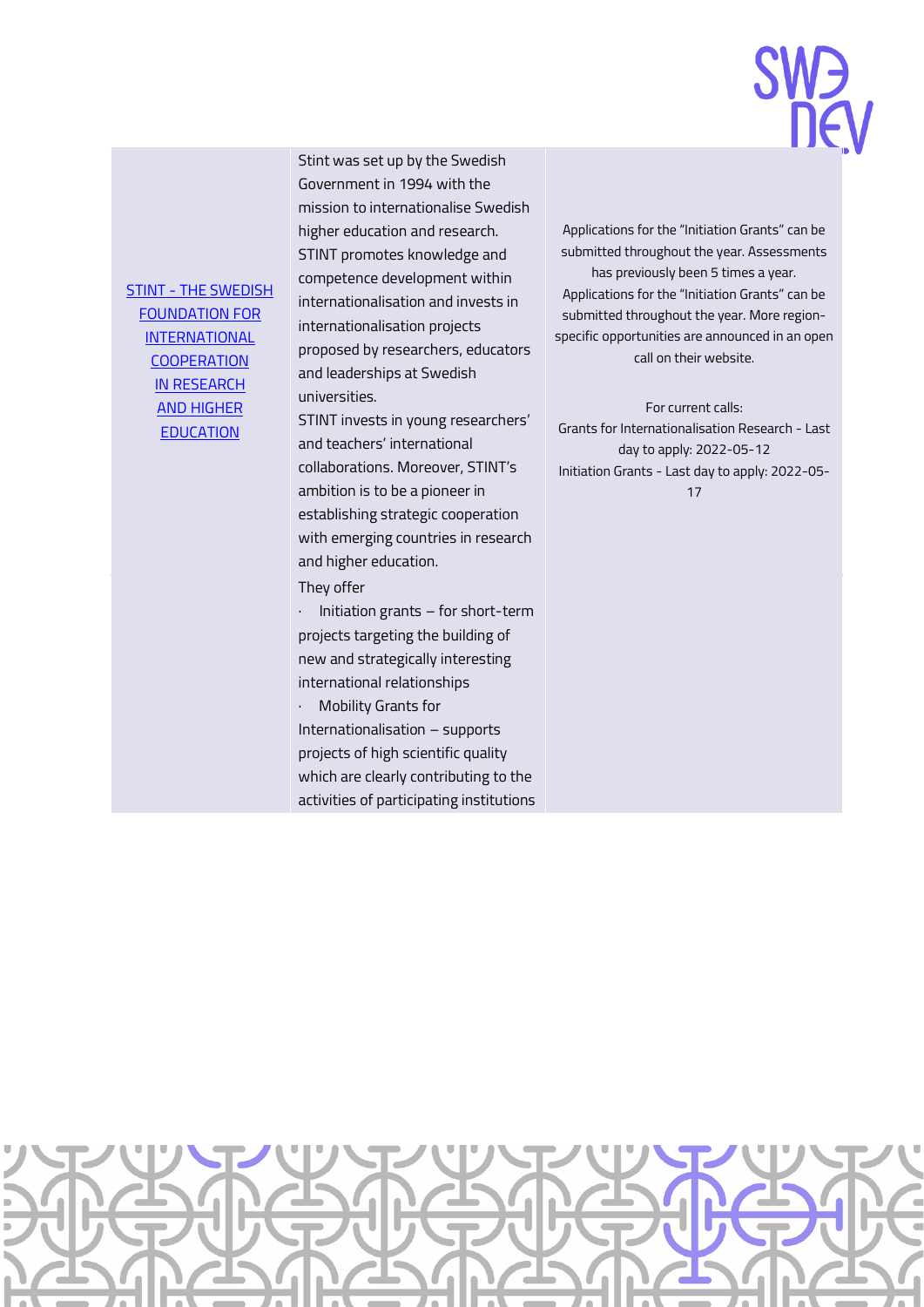| | | |
|---|---|---|
| STINT - THE SWEDISH FOUNDATION FOR INTERNATIONAL COOPERATION IN RESEARCH AND HIGHER EDUCATION | Stint was set up by the Swedish Government in 1994 with the mission to internationalise Swedish higher education and research. STINT promotes knowledge and competence development within internationalisation and invests in internationalisation projects proposed by researchers, educators and leaderships at Swedish universities.<br>STINT invests in young researchers' and teachers' international collaborations. Moreover, STINT's ambition is to be a pioneer in establishing strategic cooperation with emerging countries in research and higher education.<br>They offer<br>· Initiation grants – for short-term projects targeting the building of new and strategically interesting international relationships<br>· Mobility Grants for Internationalisation – supports projects of high scientific quality which are clearly contributing to the activities of participating institutions | Applications for the "Initiation Grants" can be submitted throughout the year. Assessments has previously been 5 times a year. Applications for the "Initiation Grants" can be submitted throughout the year. More region-specific opportunities are announced in an open call on their website.<br><br>For current calls:<br>Grants for Internationalisation Research - Last day to apply: 2022-05-12<br>Initiation Grants - Last day to apply: 2022-05-17 |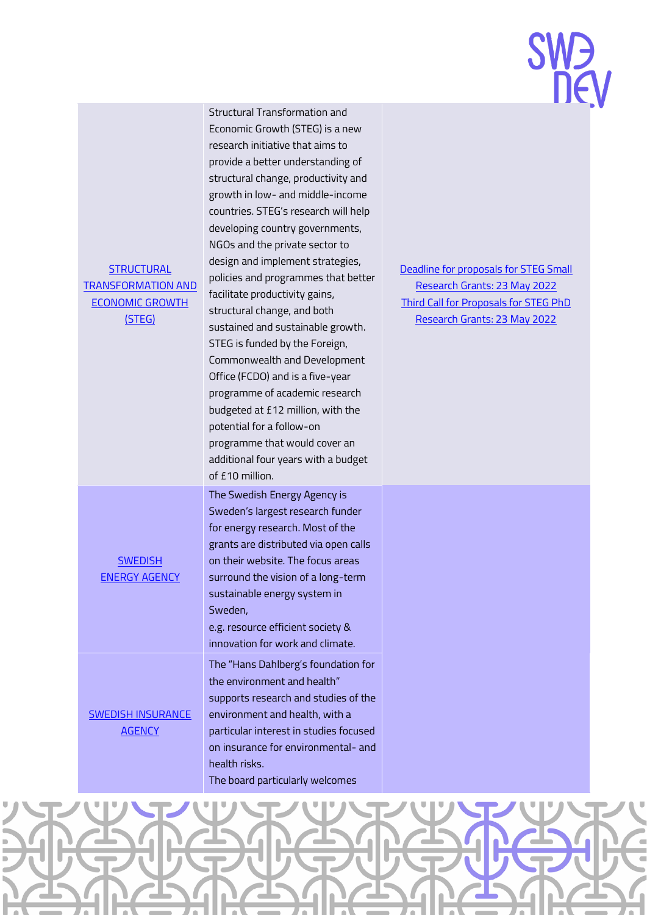| | | |
|---|---|---|
| STRUCTURAL TRANSFORMATION AND ECONOMIC GROWTH (STEG) | Structural Transformation and Economic Growth (STEG) is a new research initiative that aims to provide a better understanding of structural change, productivity and growth in low- and middle-income countries. STEG's research will help developing country governments, NGOs and the private sector to design and implement strategies, policies and programmes that better facilitate productivity gains, structural change, and both sustained and sustainable growth. STEG is funded by the Foreign, Commonwealth and Development Office (FCDO) and is a five-year programme of academic research budgeted at £12 million, with the potential for a follow-on programme that would cover an additional four years with a budget of £10 million. | Deadline for proposals for STEG Small Research Grants: 23 May 2022<br>Third Call for Proposals for STEG PhD Research Grants: 23 May 2022 |
| SWEDISH ENERGY AGENCY | The Swedish Energy Agency is Sweden's largest research funder for energy research. Most of the grants are distributed via open calls on their website. The focus areas surround the vision of a long-term sustainable energy system in Sweden,<br>e.g. resource efficient society & innovation for work and climate. | |
| SWEDISH INSURANCE AGENCY | The "Hans Dahlberg's foundation for the environment and health" supports research and studies of the environment and health, with a particular interest in studies focused on insurance for environmental- and health risks.<br>The board particularly welcomes | |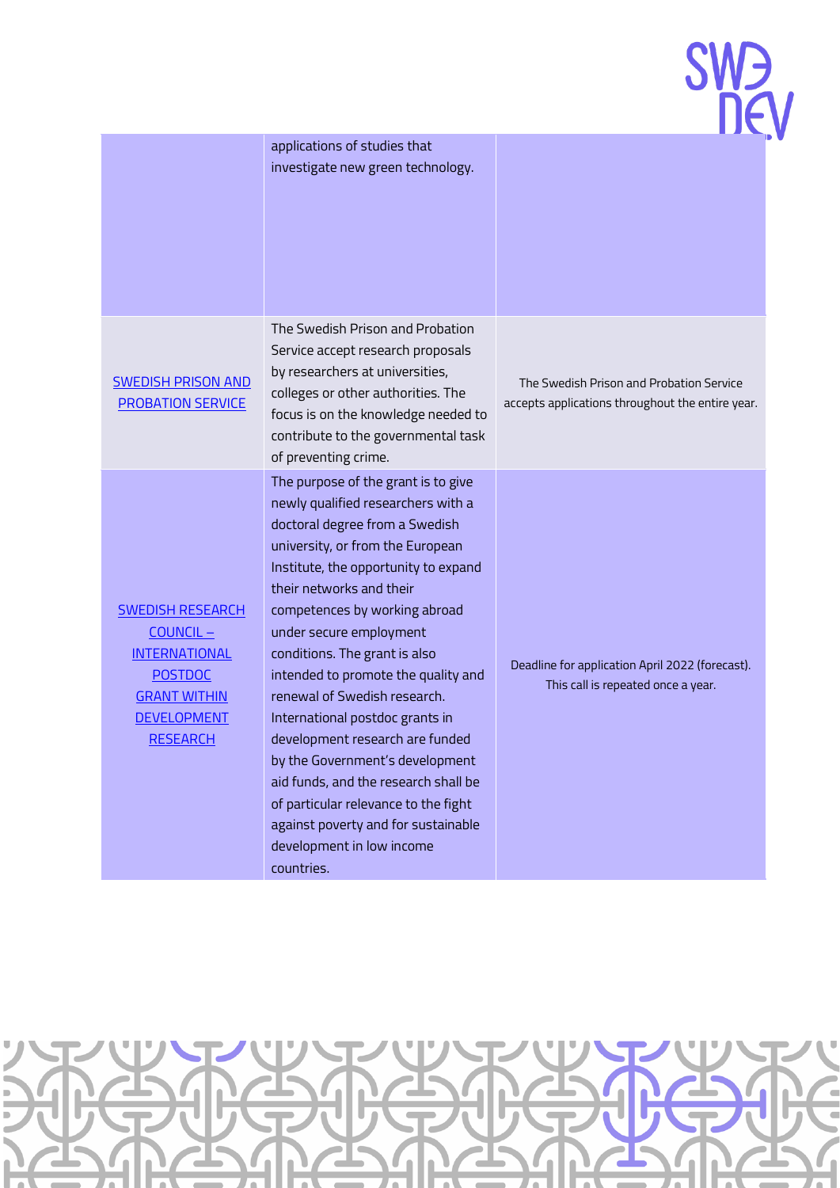| | | |
|---|---|---|
| | applications of studies that investigate new green technology. | |
| SWEDISH PRISON AND PROBATION SERVICE | The Swedish Prison and Probation Service accept research proposals by researchers at universities, colleges or other authorities. The focus is on the knowledge needed to contribute to the governmental task of preventing crime. | The Swedish Prison and Probation Service accepts applications throughout the entire year. |
| SWEDISH RESEARCH COUNCIL – INTERNATIONAL POSTDOC GRANT WITHIN DEVELOPMENT RESEARCH | The purpose of the grant is to give newly qualified researchers with a doctoral degree from a Swedish university, or from the European Institute, the opportunity to expand their networks and their competences by working abroad under secure employment conditions. The grant is also intended to promote the quality and renewal of Swedish research. International postdoc grants in development research are funded by the Government's development aid funds, and the research shall be of particular relevance to the fight against poverty and for sustainable development in low income countries. | Deadline for application April 2022 (forecast). This call is repeated once a year. |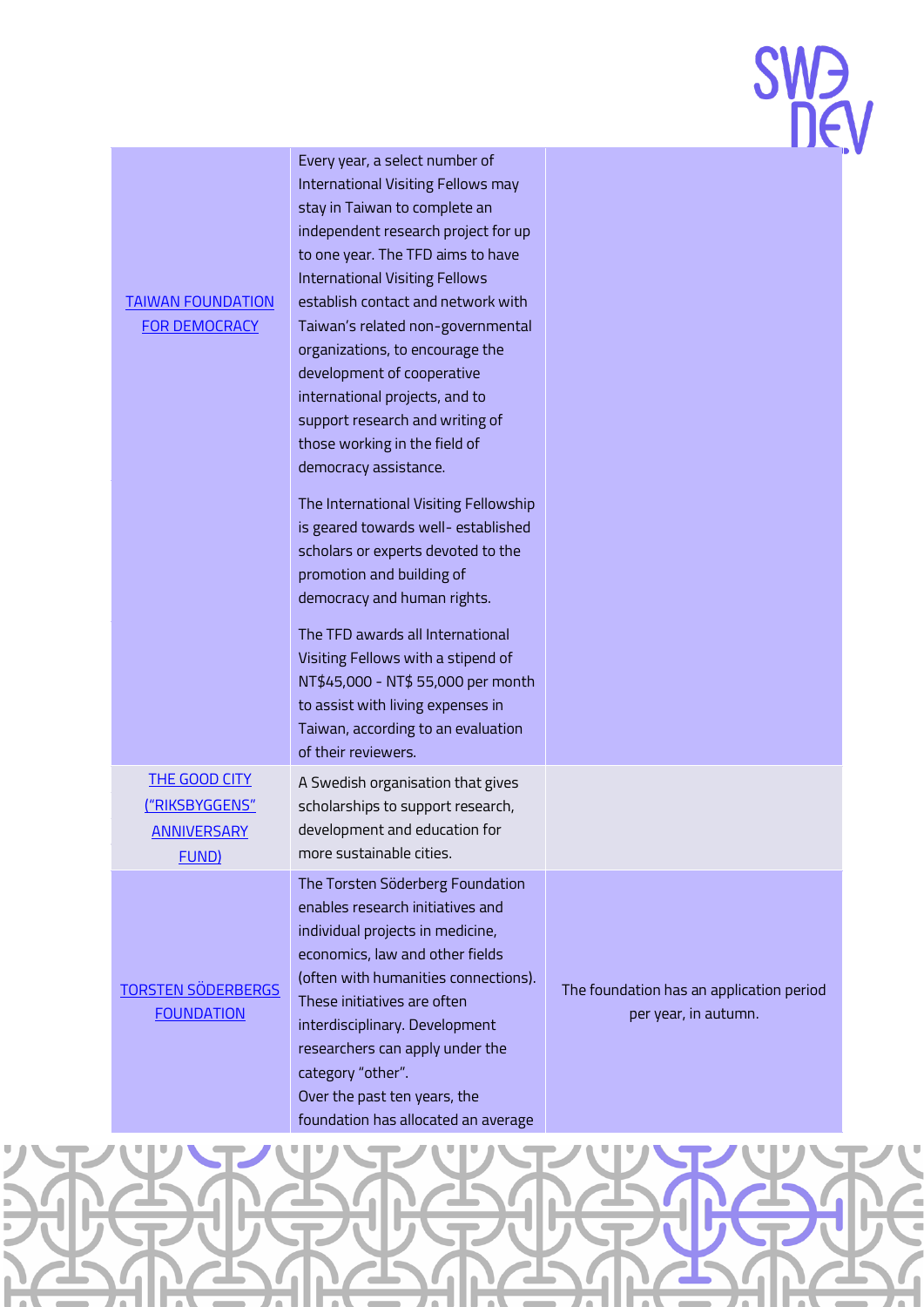| | | |
|---|---|---|
| TAIWAN FOUNDATION FOR DEMOCRACY | Every year, a select number of International Visiting Fellows may stay in Taiwan to complete an independent research project for up to one year. The TFD aims to have International Visiting Fellows establish contact and network with Taiwan's related non-governmental organizations, to encourage the development of cooperative international projects, and to support research and writing of those working in the field of democracy assistance.<br><br>The International Visiting Fellowship is geared towards well- established scholars or experts devoted to the promotion and building of democracy and human rights.<br><br>The TFD awards all International Visiting Fellows with a stipend of NT$45,000 - NT$ 55,000 per month to assist with living expenses in Taiwan, according to an evaluation of their reviewers. | |
| THE GOOD CITY ("RIKSBYGGENS" ANNIVERSARY FUND) | A Swedish organisation that gives scholarships to support research, development and education for more sustainable cities. | |
| TORSTEN SÖDERBERGS FOUNDATION | The Torsten Söderberg Foundation enables research initiatives and individual projects in medicine, economics, law and other fields (often with humanities connections). These initiatives are often interdisciplinary. Development researchers can apply under the category "other".<br>Over the past ten years, the foundation has allocated an average | The foundation has an application period per year, in autumn. |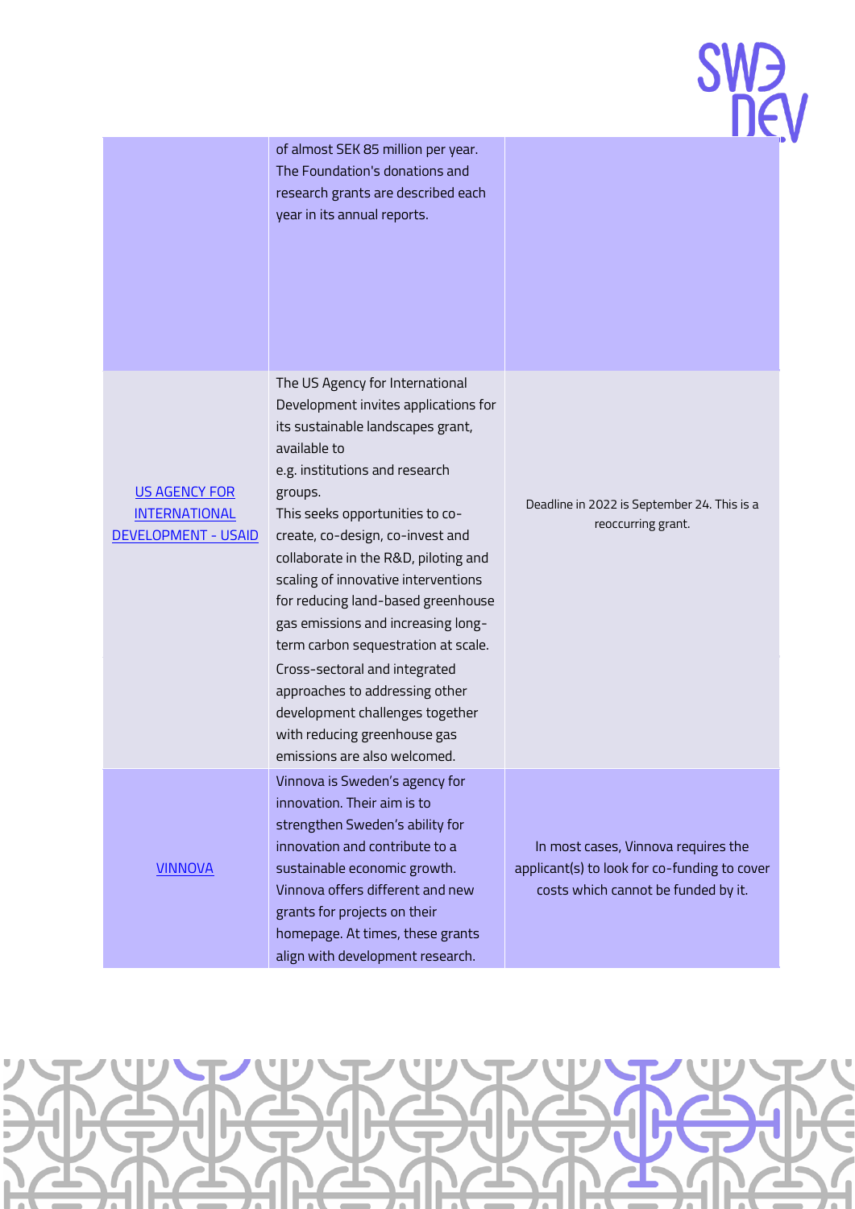| | | |
|---|---|---|
| | of almost SEK 85 million per year. The Foundation's donations and research grants are described each year in its annual reports. | |
| US AGENCY FOR INTERNATIONAL DEVELOPMENT - USAID | The US Agency for International Development invites applications for its sustainable landscapes grant, available to e.g. institutions and research groups. This seeks opportunities to co-create, co-design, co-invest and collaborate in the R&D, piloting and scaling of innovative interventions for reducing land-based greenhouse gas emissions and increasing long-term carbon sequestration at scale. Cross-sectoral and integrated approaches to addressing other development challenges together with reducing greenhouse gas emissions are also welcomed. | Deadline in 2022 is September 24. This is a reoccurring grant. |
| VINNOVA | Vinnova is Sweden's agency for innovation. Their aim is to strengthen Sweden's ability for innovation and contribute to a sustainable economic growth. Vinnova offers different and new grants for projects on their homepage. At times, these grants align with development research. | In most cases, Vinnova requires the applicant(s) to look for co-funding to cover costs which cannot be funded by it. |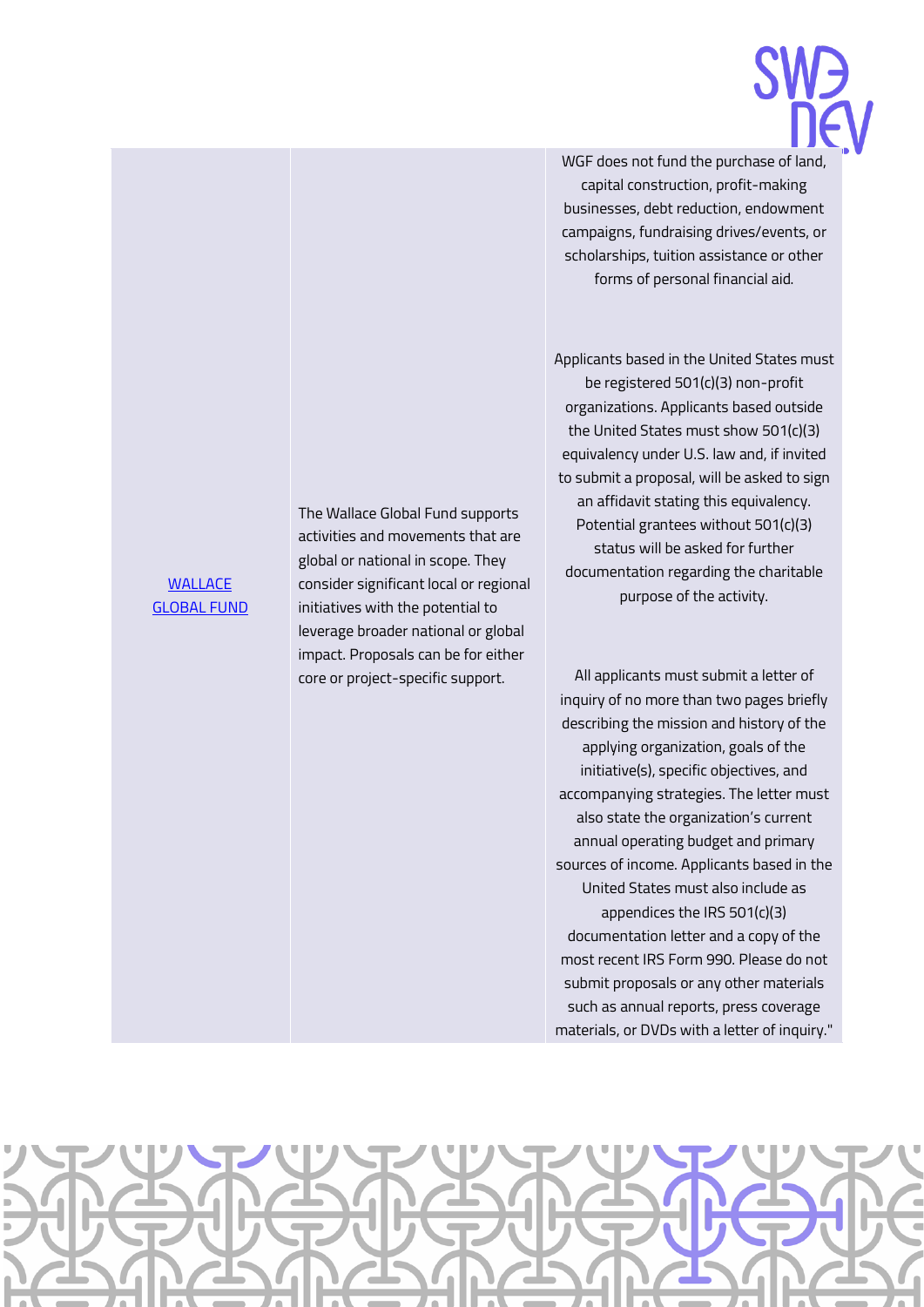| | | |
|---|---|---|
| [WALLACE GLOBAL FUND]() | The Wallace Global Fund supports activities and movements that are global or national in scope. They consider significant local or regional initiatives with the potential to leverage broader national or global impact. Proposals can be for either core or project-specific support. | WGF does not fund the purchase of land, capital construction, profit-making businesses, debt reduction, endowment campaigns, fundraising drives/events, or scholarships, tuition assistance or other forms of personal financial aid.<br><br>Applicants based in the United States must be registered 501(c)(3) non-profit organizations. Applicants based outside the United States must show 501(c)(3) equivalency under U.S. law and, if invited to submit a proposal, will be asked to sign an affidavit stating this equivalency. Potential grantees without 501(c)(3) status will be asked for further documentation regarding the charitable purpose of the activity.<br><br>All applicants must submit a letter of inquiry of no more than two pages briefly describing the mission and history of the applying organization, goals of the initiative(s), specific objectives, and accompanying strategies. The letter must also state the organization's current annual operating budget and primary sources of income. Applicants based in the United States must also include as appendices the IRS 501(c)(3) documentation letter and a copy of the most recent IRS Form 990. Please do not submit proposals or any other materials such as annual reports, press coverage materials, or DVDs with a letter of inquiry." |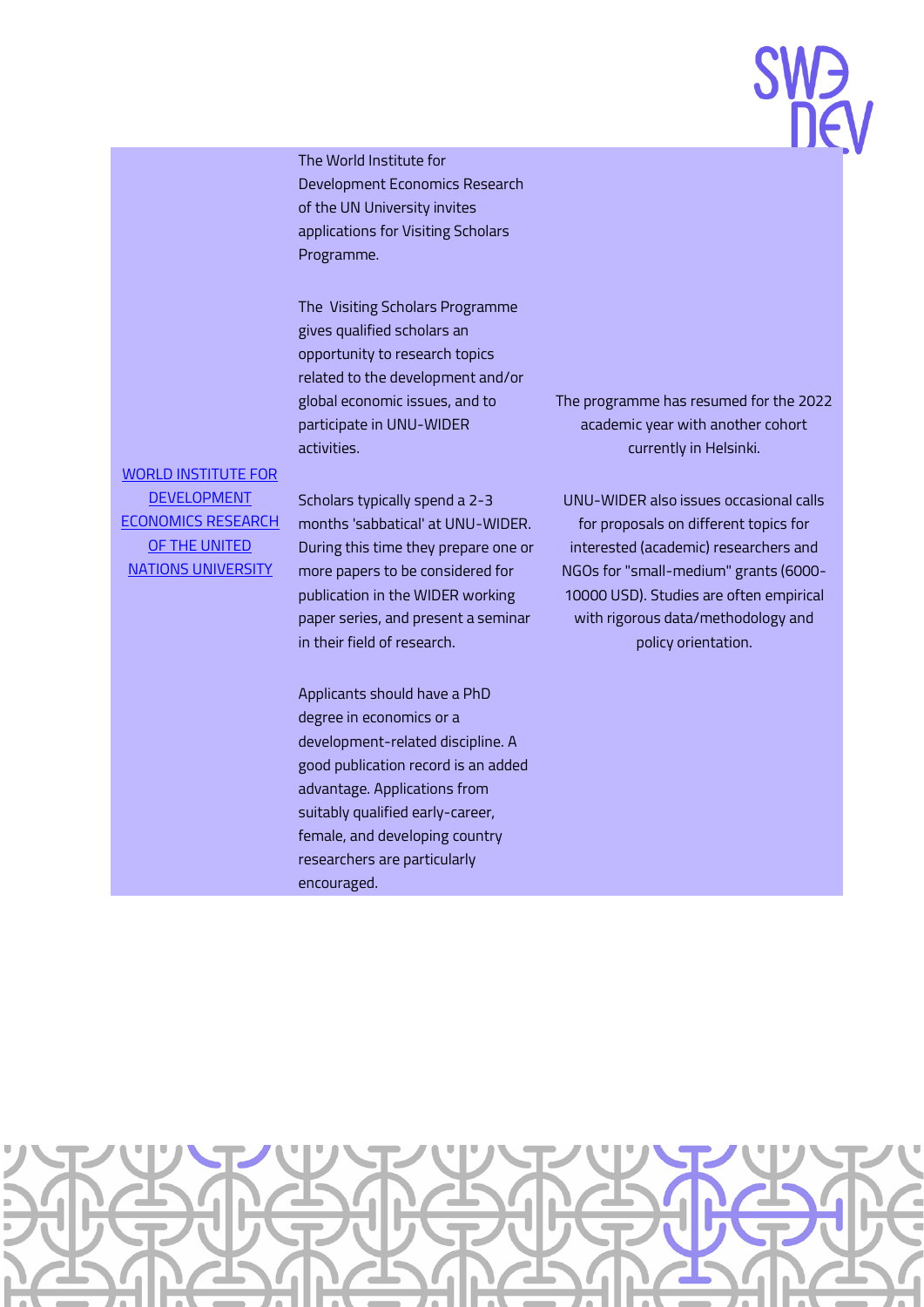| | | |
|---|---|---|
| [WORLD INSTITUTE FOR DEVELOPMENT ECONOMICS RESEARCH OF THE UNITED NATIONS UNIVERSITY]() | The World Institute for Development Economics Research of the UN University invites applications for Visiting Scholars Programme.<br><br>The Visiting Scholars Programme gives qualified scholars an opportunity to research topics related to the development and/or global economic issues, and to participate in UNU-WIDER activities.<br><br>Scholars typically spend a 2-3 months 'sabbatical' at UNU-WIDER. During this time they prepare one or more papers to be considered for publication in the WIDER working paper series, and present a seminar in their field of research.<br><br>Applicants should have a PhD degree in economics or a development-related discipline. A good publication record is an added advantage. Applications from suitably qualified early-career, female, and developing country researchers are particularly encouraged. | The programme has resumed for the 2022 academic year with another cohort currently in Helsinki.<br><br>UNU-WIDER also issues occasional calls for proposals on different topics for interested (academic) researchers and NGOs for "small-medium" grants (6000-10000 USD). Studies are often empirical with rigorous data/methodology and policy orientation. |